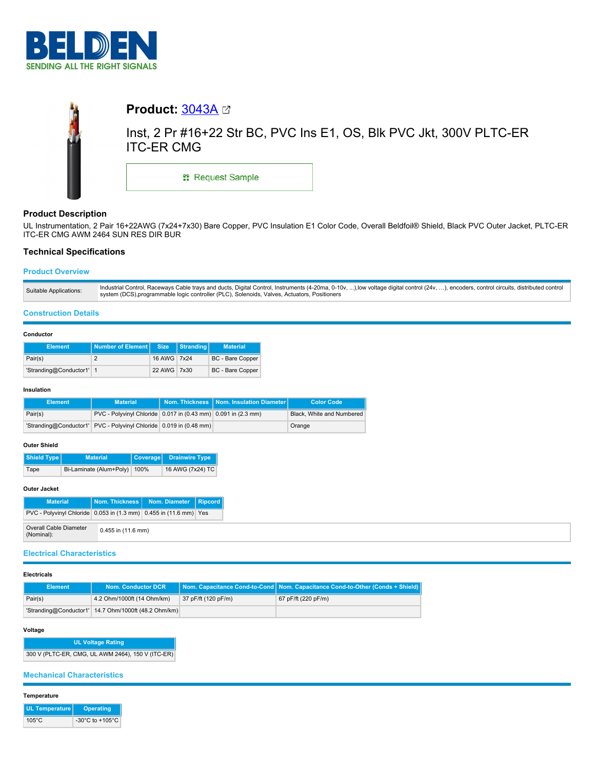BELDEN
SENDING ALL THE RIGHT SIGNALS

# Product: 3043A

Inst, 2 Pr #16+22 Str BC, PVC Ins E1, OS, Blk PVC Jkt, 300V PLTC-ER ITC-ER CMG

Request Sample

## Product Description

UL Instrumentation, 2 Pair 16+22AWG (7x24+7x30) Bare Copper, PVC Insulation E1 Color Code, Overall Beldfoil® Shield, Black PVC Outer Jacket, PLTC-ER ITC-ER CMG AWM 2464 SUN RES DIR BUR

## Technical Specifications

### Product Overview

| | |
|---|---|
| Suitable Applications: | Industrial Control, Raceways Cable trays and ducts, Digital Control, Instruments (4-20ma, 0-10v, ...),low voltage digital control (24v, ...), encoders, control circuits, distributed control system (DCS),programmable logic controller (PLC), Solenoids, Valves, Actuators, Positioners |

### Construction Details

#### Conductor

| Element | Number of Element | Size | Stranding | Material |
|---|---|---|---|---|
| Pair(s) | 2 | 16 AWG | 7x24 | BC - Bare Copper |
| 'Stranding@Conductor1' | 1 | 22 AWG | 7x30 | BC - Bare Copper |

#### Insulation

| Element | Material | Nom. Thickness | Nom. Insulation Diameter | Color Code |
|---|---|---|---|---|
| Pair(s) | PVC - Polyvinyl Chloride | 0.017 in (0.43 mm) | 0.091 in (2.3 mm) | Black, White and Numbered |
| 'Stranding@Conductor1' | PVC - Polyvinyl Chloride | 0.019 in (0.48 mm) | | Orange |

#### Outer Shield

| Shield Type | Material | Coverage | Drainwire Type |
|---|---|---|---|
| Tape | Bi-Laminate (Alum+Poly) | 100% | 16 AWG (7x24) TC |

#### Outer Jacket

| Material | Nom. Thickness | Nom. Diameter | Ripcord |
|---|---|---|---|
| PVC - Polyvinyl Chloride | 0.053 in (1.3 mm) | 0.455 in (11.6 mm) | Yes |

| | |
|---|---|
| Overall Cable Diameter (Nominal): | 0.455 in (11.6 mm) |

### Electrical Characteristics

#### Electricals

| Element | Nom. Conductor DCR | Nom. Capacitance Cond-to-Cond | Nom. Capacitance Cond-to-Other (Conds + Shield) |
|---|---|---|---|
| Pair(s) | 4.2 Ohm/1000ft (14 Ohm/km) | 37 pF/ft (120 pF/m) | 67 pF/ft (220 pF/m) |
| 'Stranding@Conductor1' | 14.7 Ohm/1000ft (48.2 Ohm/km) | | |

#### Voltage

| UL Voltage Rating |
|---|
| 300 V (PLTC-ER, CMG, UL AWM 2464), 150 V (ITC-ER) |

### Mechanical Characteristics

#### Temperature

| UL Temperature | Operating |
|---|---|
| 105°C | -30°C to +105°C |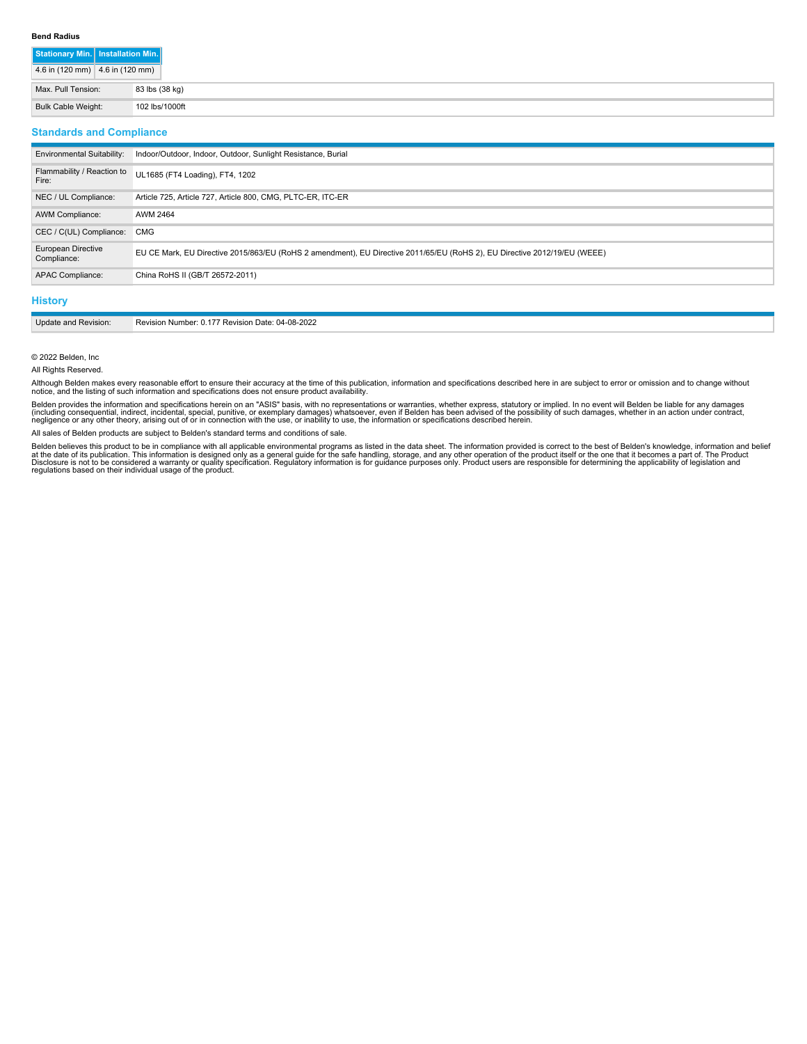**Bend Radius**

| Stationary Min. | Installation Min. |
| --- | --- |
| 4.6 in (120 mm) | 4.6 in (120 mm) |

| | |
| --- | --- |
| Max. Pull Tension: | 83 lbs (38 kg) |
| Bulk Cable Weight: | 102 lbs/1000ft |

## Standards and Compliance

| | |
| --- | --- |
| Environmental Suitability: | Indoor/Outdoor, Indoor, Outdoor, Sunlight Resistance, Burial |
| Flammability / Reaction to Fire: | UL1685 (FT4 Loading), FT4, 1202 |
| NEC / UL Compliance: | Article 725, Article 727, Article 800, CMG, PLTC-ER, ITC-ER |
| AWM Compliance: | AWM 2464 |
| CEC / C(UL) Compliance: | CMG |
| European Directive Compliance: | EU CE Mark, EU Directive 2015/863/EU (RoHS 2 amendment), EU Directive 2011/65/EU (RoHS 2), EU Directive 2012/19/EU (WEEE) |
| APAC Compliance: | China RoHS II (GB/T 26572-2011) |

## History

| | |
| --- | --- |
| Update and Revision: | Revision Number: 0.177 Revision Date: 04-08-2022 |

© 2022 Belden, Inc

All Rights Reserved.

Although Belden makes every reasonable effort to ensure their accuracy at the time of this publication, information and specifications described here in are subject to error or omission and to change without notice, and the listing of such information and specifications does not ensure product availability.

Belden provides the information and specifications herein on an "ASIS" basis, with no representations or warranties, whether express, statutory or implied. In no event will Belden be liable for any damages (including consequential, indirect, incidental, special, punitive, or exemplary damages) whatsoever, even if Belden has been advised of the possibility of such damages, whether in an action under contract, negligence or any other theory, arising out of or in connection with the use, or inability to use, the information or specifications described herein.

All sales of Belden products are subject to Belden's standard terms and conditions of sale.

Belden believes this product to be in compliance with all applicable environmental programs as listed in the data sheet. The information provided is correct to the best of Belden's knowledge, information and belief at the date of its publication. This information is designed only as a general guide for the safe handling, storage, and any other operation of the product itself or the one that it becomes a part of. The Product Disclosure is not to be considered a warranty or quality specification. Regulatory information is for guidance purposes only. Product users are responsible for determining the applicability of legislation and regulations based on their individual usage of the product.